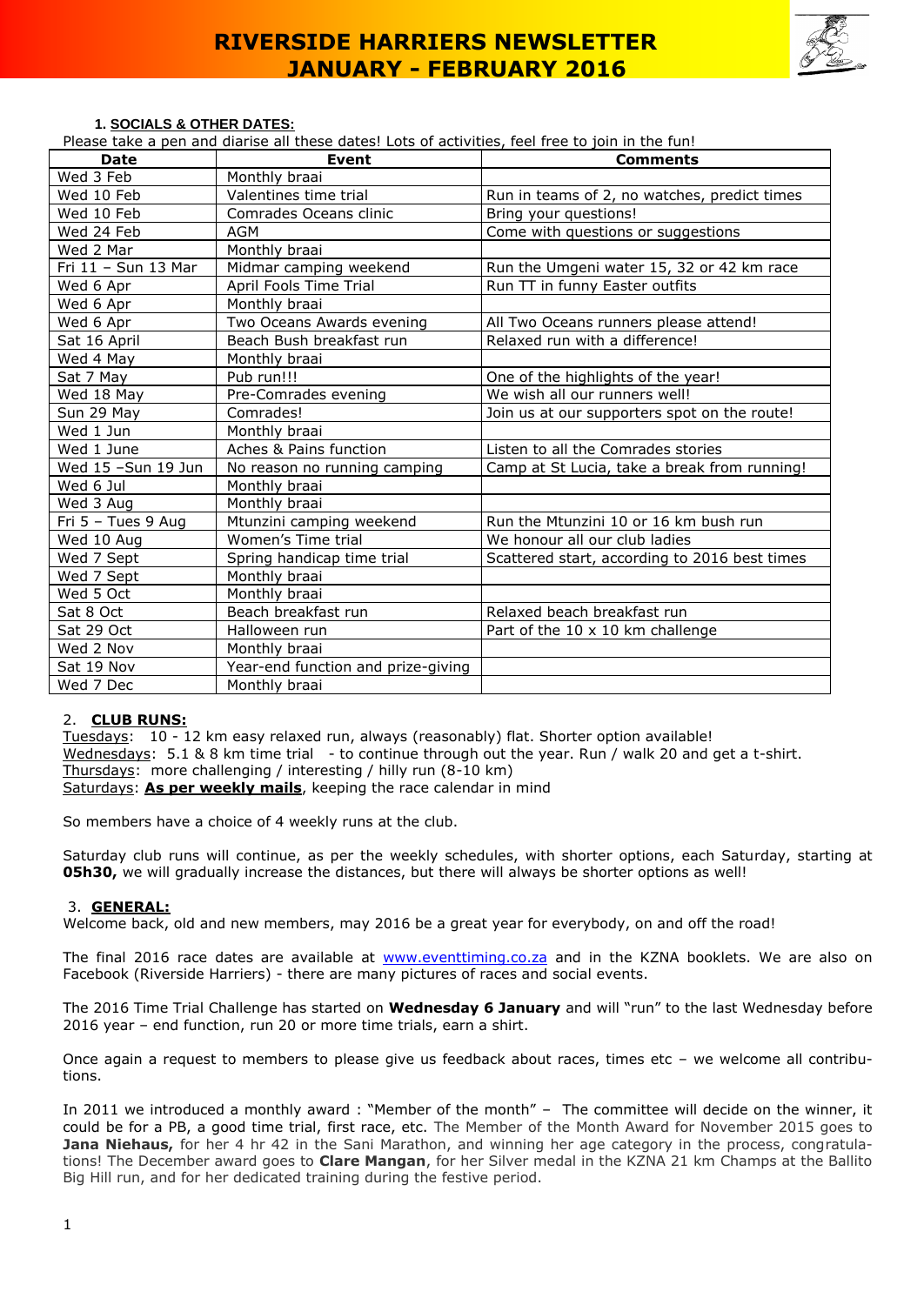# RIVERSIDE HARRIERS NEWSLETTER JANUARY - FEBRUARY 2016

## 1. SOCIALS & OTHER DATES:

Please take a pen and diarise all these dates! Lots of activities, feel free to join in the fun!

| Date | Event | Comments |
|---|---|---|
| Wed 3 Feb | Monthly braai | |
| Wed 10 Feb | Valentines time trial | Run in teams of 2, no watches, predict times |
| Wed 10 Feb | Comrades Oceans clinic | Bring your questions! |
| Wed 24 Feb | AGM | Come with questions or suggestions |
| Wed 2 Mar | Monthly braai | |
| Fri 11 – Sun 13 Mar | Midmar camping weekend | Run the Umgeni water 15, 32 or 42 km race |
| Wed 6 Apr | April Fools Time Trial | Run TT in funny Easter outfits |
| Wed 6 Apr | Monthly braai | |
| Wed 6 Apr | Two Oceans Awards evening | All Two Oceans runners please attend! |
| Sat 16 April | Beach Bush breakfast run | Relaxed run with a difference! |
| Wed 4 May | Monthly braai | |
| Sat 7 May | Pub run!!! | One of the highlights of the year! |
| Wed 18 May | Pre-Comrades evening | We wish all our runners well! |
| Sun 29 May | Comrades! | Join us at our supporters spot on the route! |
| Wed 1 Jun | Monthly braai | |
| Wed 1 June | Aches & Pains function | Listen to all the Comrades stories |
| Wed 15 –Sun 19 Jun | No reason no running camping | Camp at St Lucia, take a break from running! |
| Wed 6 Jul | Monthly braai | |
| Wed 3 Aug | Monthly braai | |
| Fri 5 – Tues 9 Aug | Mtunzini camping weekend | Run the Mtunzini 10 or 16 km bush run |
| Wed 10 Aug | Women's Time trial | We honour all our club ladies |
| Wed 7 Sept | Spring handicap time trial | Scattered start, according to 2016 best times |
| Wed 7 Sept | Monthly braai | |
| Wed 5 Oct | Monthly braai | |
| Sat 8 Oct | Beach breakfast run | Relaxed beach breakfast run |
| Sat 29 Oct | Halloween run | Part of the 10 x 10 km challenge |
| Wed 2 Nov | Monthly braai | |
| Sat 19 Nov | Year-end function and prize-giving | |
| Wed 7 Dec | Monthly braai | |

## 2. CLUB RUNS:

Tuesdays: 10 - 12 km easy relaxed run, always (reasonably) flat. Shorter option available!
Wednesdays: 5.1 & 8 km time trial - to continue through out the year. Run / walk 20 and get a t-shirt.
Thursdays: more challenging / interesting / hilly run (8-10 km)
Saturdays: **As per weekly mails**, keeping the race calendar in mind

So members have a choice of 4 weekly runs at the club.

Saturday club runs will continue, as per the weekly schedules, with shorter options, each Saturday, starting at **05h30,** we will gradually increase the distances, but there will always be shorter options as well!

## 3. GENERAL:

Welcome back, old and new members, may 2016 be a great year for everybody, on and off the road!

The final 2016 race dates are available at www.eventtiming.co.za and in the KZNA booklets. We are also on Facebook (Riverside Harriers) - there are many pictures of races and social events.

The 2016 Time Trial Challenge has started on **Wednesday 6 January** and will "run" to the last Wednesday before 2016 year – end function, run 20 or more time trials, earn a shirt.

Once again a request to members to please give us feedback about races, times etc – we welcome all contributions.

In 2011 we introduced a monthly award : "Member of the month" – The committee will decide on the winner, it could be for a PB, a good time trial, first race, etc. The Member of the Month Award for November 2015 goes to **Jana Niehaus,** for her 4 hr 42 in the Sani Marathon, and winning her age category in the process, congratulations! The December award goes to **Clare Mangan**, for her Silver medal in the KZNA 21 km Champs at the Ballito Big Hill run, and for her dedicated training during the festive period.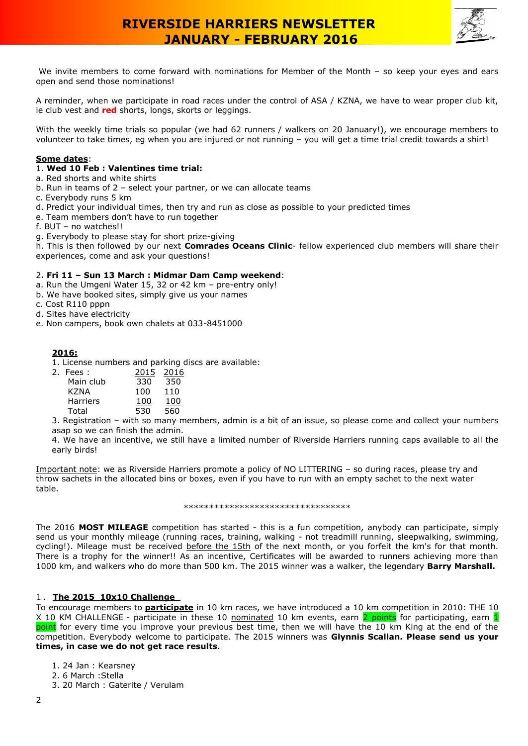We invite members to come forward with nominations for Member of the Month – so keep your eyes and ears open and send those nominations!

A reminder, when we participate in road races under the control of ASA / KZNA, we have to wear proper club kit, ie club vest and **red** shorts, longs, skorts or leggings.

With the weekly time trials so popular (we had 62 runners / walkers on 20 January!), we encourage members to volunteer to take times, eg when you are injured or not running – you will get a time trial credit towards a shirt!

**Some dates**:

1. **Wed 10 Feb : Valentines time trial:**

a. Red shorts and white shirts
b. Run in teams of 2 – select your partner, or we can allocate teams
c. Everybody runs 5 km
d. Predict your individual times, then try and run as close as possible to your predicted times
e. Team members don't have to run together
f. BUT – no watches!!
g. Everybody to please stay for short prize-giving
h. This is then followed by our next **Comrades Oceans Clinic**- fellow experienced club members will share their experiences, come and ask your questions!

2**. Fri 11 – Sun 13 March : Midmar Dam Camp weekend**:

a. Run the Umgeni Water 15, 32 or 42 km – pre-entry only!
b. We have booked sites, simply give us your names
c. Cost R110 pppn
d. Sites have electricity
e. Non campers, book own chalets at 033-8451000

**2016:**

1. License numbers and parking discs are available:
2. Fees :

| | 2015 | 2016 |
|---|---|---|
| Main club | 330 | 350 |
| KZNA | 100 | 110 |
| Harriers | 100 | 100 |
| Total | 530 | 560 |

3. Registration – with so many members, admin is a bit of an issue, so please come and collect your numbers asap so we can finish the admin.
4. We have an incentive, we still have a limited number of Riverside Harriers running caps available to all the early birds!

Important note: we as Riverside Harriers promote a policy of NO LITTERING – so during races, please try and throw sachets in the allocated bins or boxes, even if you have to run with an empty sachet to the next water table.

\*\*\*\*\*\*\*\*\*\*\*\*\*\*\*\*\*\*\*\*\*\*\*\*\*\*\*\*\*\*\*\*\*

The 2016 **MOST MILEAGE** competition has started - this is a fun competition, anybody can participate, simply send us your monthly mileage (running races, training, walking - not treadmill running, sleepwalking, swimming, cycling!). Mileage must be received before the 15th of the next month, or you forfeit the km's for that month. There is a trophy for the winner!! As an incentive, Certificates will be awarded to runners achieving more than 1000 km, and walkers who do more than 500 km. The 2015 winner was a walker, the legendary **Barry Marshall.**

1. **The 2015 10x10 Challenge**

To encourage members to **participate** in 10 km races, we have introduced a 10 km competition in 2010: THE 10 X 10 KM CHALLENGE - participate in these 10 nominated 10 km events, earn 2 points for participating, earn 1 point for every time you improve your previous best time, then we will have the 10 km King at the end of the competition. Everybody welcome to participate. The 2015 winners was **Glynnis Scallan. Please send us your times, in case we do not get race results**.

1. 24 Jan : Kearsney
2. 6 March :Stella
3. 20 March : Gaterite / Verulam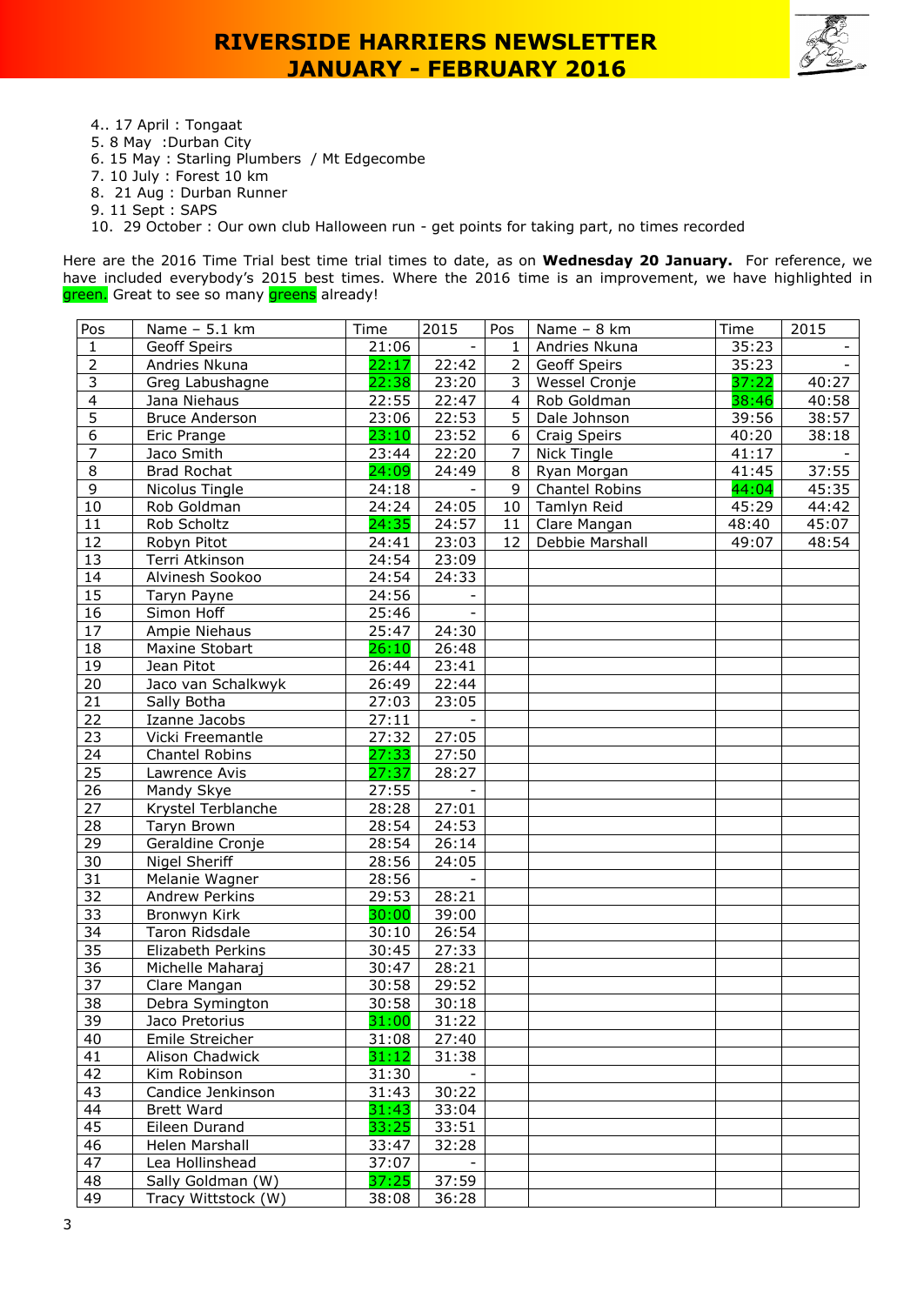4.. 17 April : Tongaat
5. 8 May :Durban City
6. 15 May : Starling Plumbers / Mt Edgecombe
7. 10 July : Forest 10 km
8. 21 Aug : Durban Runner
9. 11 Sept : SAPS
10. 29 October : Our own club Halloween run - get points for taking part, no times recorded

Here are the 2016 Time Trial best time trial times to date, as on **Wednesday 20 January.** For reference, we have included everybody's 2015 best times. Where the 2016 time is an improvement, we have highlighted in green. Great to see so many greens already!

| Pos | Name – 5.1 km | Time | 2015 | Pos | Name – 8 km | Time | 2015 |
|---|---|---|---|---|---|---|---|
| 1 | Geoff Speirs | 21:06 | - | 1 | Andries Nkuna | 35:23 | - |
| 2 | Andries Nkuna | 22:17 | 22:42 | 2 | Geoff Speirs | 35:23 | - |
| 3 | Greg Labushagne | 22:38 | 23:20 | 3 | Wessel Cronje | 37:22 | 40:27 |
| 4 | Jana Niehaus | 22:55 | 22:47 | 4 | Rob Goldman | 38:46 | 40:58 |
| 5 | Bruce Anderson | 23:06 | 22:53 | 5 | Dale Johnson | 39:56 | 38:57 |
| 6 | Eric Prange | 23:10 | 23:52 | 6 | Craig Speirs | 40:20 | 38:18 |
| 7 | Jaco Smith | 23:44 | 22:20 | 7 | Nick Tingle | 41:17 | - |
| 8 | Brad Rochat | 24:09 | 24:49 | 8 | Ryan Morgan | 41:45 | 37:55 |
| 9 | Nicolus Tingle | 24:18 | - | 9 | Chantel Robins | 44:04 | 45:35 |
| 10 | Rob Goldman | 24:24 | 24:05 | 10 | Tamlyn Reid | 45:29 | 44:42 |
| 11 | Rob Scholtz | 24:35 | 24:57 | 11 | Clare Mangan | 48:40 | 45:07 |
| 12 | Robyn Pitot | 24:41 | 23:03 | 12 | Debbie Marshall | 49:07 | 48:54 |
| 13 | Terri Atkinson | 24:54 | 23:09 | | | | |
| 14 | Alvinesh Sookoo | 24:54 | 24:33 | | | | |
| 15 | Taryn Payne | 24:56 | - | | | | |
| 16 | Simon Hoff | 25:46 | - | | | | |
| 17 | Ampie Niehaus | 25:47 | 24:30 | | | | |
| 18 | Maxine Stobart | 26:10 | 26:48 | | | | |
| 19 | Jean Pitot | 26:44 | 23:41 | | | | |
| 20 | Jaco van Schalkwyk | 26:49 | 22:44 | | | | |
| 21 | Sally Botha | 27:03 | 23:05 | | | | |
| 22 | Izanne Jacobs | 27:11 | - | | | | |
| 23 | Vicki Freemantle | 27:32 | 27:05 | | | | |
| 24 | Chantel Robins | 27:33 | 27:50 | | | | |
| 25 | Lawrence Avis | 27:37 | 28:27 | | | | |
| 26 | Mandy Skye | 27:55 | - | | | | |
| 27 | Krystel Terblanche | 28:28 | 27:01 | | | | |
| 28 | Taryn Brown | 28:54 | 24:53 | | | | |
| 29 | Geraldine Cronje | 28:54 | 26:14 | | | | |
| 30 | Nigel Sheriff | 28:56 | 24:05 | | | | |
| 31 | Melanie Wagner | 28:56 | - | | | | |
| 32 | Andrew Perkins | 29:53 | 28:21 | | | | |
| 33 | Bronwyn Kirk | 30:00 | 39:00 | | | | |
| 34 | Taron Ridsdale | 30:10 | 26:54 | | | | |
| 35 | Elizabeth Perkins | 30:45 | 27:33 | | | | |
| 36 | Michelle Maharaj | 30:47 | 28:21 | | | | |
| 37 | Clare Mangan | 30:58 | 29:52 | | | | |
| 38 | Debra Symington | 30:58 | 30:18 | | | | |
| 39 | Jaco Pretorius | 31:00 | 31:22 | | | | |
| 40 | Emile Streicher | 31:08 | 27:40 | | | | |
| 41 | Alison Chadwick | 31:12 | 31:38 | | | | |
| 42 | Kim Robinson | 31:30 | - | | | | |
| 43 | Candice Jenkinson | 31:43 | 30:22 | | | | |
| 44 | Brett Ward | 31:43 | 33:04 | | | | |
| 45 | Eileen Durand | 33:25 | 33:51 | | | | |
| 46 | Helen Marshall | 33:47 | 32:28 | | | | |
| 47 | Lea Hollinshead | 37:07 | - | | | | |
| 48 | Sally Goldman (W) | 37:25 | 37:59 | | | | |
| 49 | Tracy Wittstock (W) | 38:08 | 36:28 | | | | |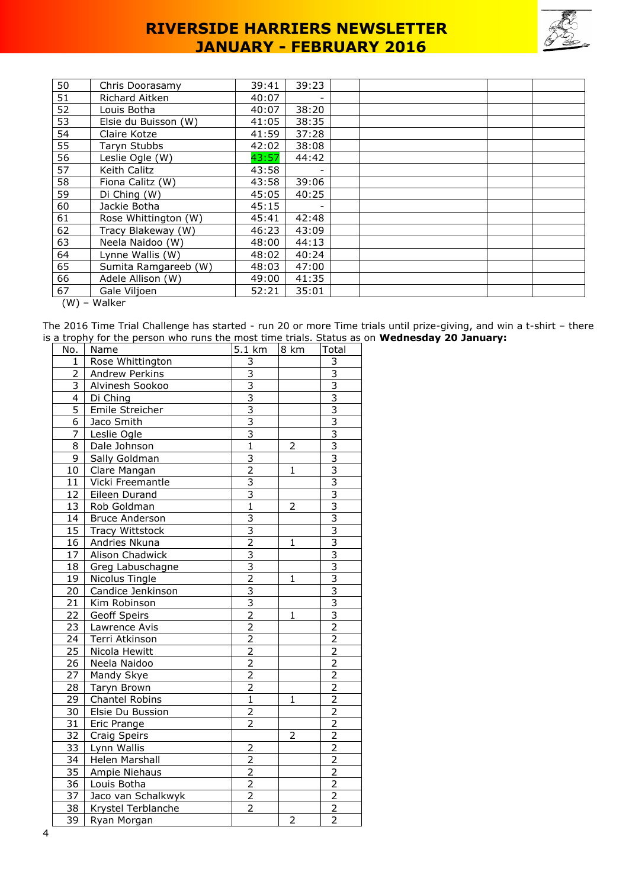| 50 | Chris Doorasamy | 39:41 | 39:23 | | | | |
|---|---|---|---|---|---|---|---|
| 51 | Richard Aitken | 40:07 | - | | | | |
| 52 | Louis Botha | 40:07 | 38:20 | | | | |
| 53 | Elsie du Buisson (W) | 41:05 | 38:35 | | | | |
| 54 | Claire Kotze | 41:59 | 37:28 | | | | |
| 55 | Taryn Stubbs | 42:02 | 38:08 | | | | |
| 56 | Leslie Ogle (W) | 43:57 | 44:42 | | | | |
| 57 | Keith Calitz | 43:58 | - | | | | |
| 58 | Fiona Calitz (W) | 43:58 | 39:06 | | | | |
| 59 | Di Ching (W) | 45:05 | 40:25 | | | | |
| 60 | Jackie Botha | 45:15 | - | | | | |
| 61 | Rose Whittington (W) | 45:41 | 42:48 | | | | |
| 62 | Tracy Blakeway (W) | 46:23 | 43:09 | | | | |
| 63 | Neela Naidoo (W) | 48:00 | 44:13 | | | | |
| 64 | Lynne Wallis (W) | 48:02 | 40:24 | | | | |
| 65 | Sumita Ramgareeb (W) | 48:03 | 47:00 | | | | |
| 66 | Adele Allison (W) | 49:00 | 41:35 | | | | |
| 67 | Gale Viljoen | 52:21 | 35:01 | | | | |

(W) – Walker

The 2016 Time Trial Challenge has started - run 20 or more Time trials until prize-giving, and win a t-shirt – there is a trophy for the person who runs the most time trials. Status as on **Wednesday 20 January:**

| No. | Name | 5.1 km | 8 km | Total |
|---|---|---|---|---|
| 1 | Rose Whittington | 3 | | 3 |
| 2 | Andrew Perkins | 3 | | 3 |
| 3 | Alvinesh Sookoo | 3 | | 3 |
| 4 | Di Ching | 3 | | 3 |
| 5 | Emile Streicher | 3 | | 3 |
| 6 | Jaco Smith | 3 | | 3 |
| 7 | Leslie Ogle | 3 | | 3 |
| 8 | Dale Johnson | 1 | 2 | 3 |
| 9 | Sally Goldman | 3 | | 3 |
| 10 | Clare Mangan | 2 | 1 | 3 |
| 11 | Vicki Freemantle | 3 | | 3 |
| 12 | Eileen Durand | 3 | | 3 |
| 13 | Rob Goldman | 1 | 2 | 3 |
| 14 | Bruce Anderson | 3 | | 3 |
| 15 | Tracy Wittstock | 3 | | 3 |
| 16 | Andries Nkuna | 2 | 1 | 3 |
| 17 | Alison Chadwick | 3 | | 3 |
| 18 | Greg Labuschagne | 3 | | 3 |
| 19 | Nicolus Tingle | 2 | 1 | 3 |
| 20 | Candice Jenkinson | 3 | | 3 |
| 21 | Kim Robinson | 3 | | 3 |
| 22 | Geoff Speirs | 2 | 1 | 3 |
| 23 | Lawrence Avis | 2 | | 2 |
| 24 | Terri Atkinson | 2 | | 2 |
| 25 | Nicola Hewitt | 2 | | 2 |
| 26 | Neela Naidoo | 2 | | 2 |
| 27 | Mandy Skye | 2 | | 2 |
| 28 | Taryn Brown | 2 | | 2 |
| 29 | Chantel Robins | 1 | 1 | 2 |
| 30 | Elsie Du Bussion | 2 | | 2 |
| 31 | Eric Prange | 2 | | 2 |
| 32 | Craig Speirs | | 2 | 2 |
| 33 | Lynn Wallis | 2 | | 2 |
| 34 | Helen Marshall | 2 | | 2 |
| 35 | Ampie Niehaus | 2 | | 2 |
| 36 | Louis Botha | 2 | | 2 |
| 37 | Jaco van Schalkwyk | 2 | | 2 |
| 38 | Krystel Terblanche | 2 | | 2 |
| 39 | Ryan Morgan | | 2 | 2 |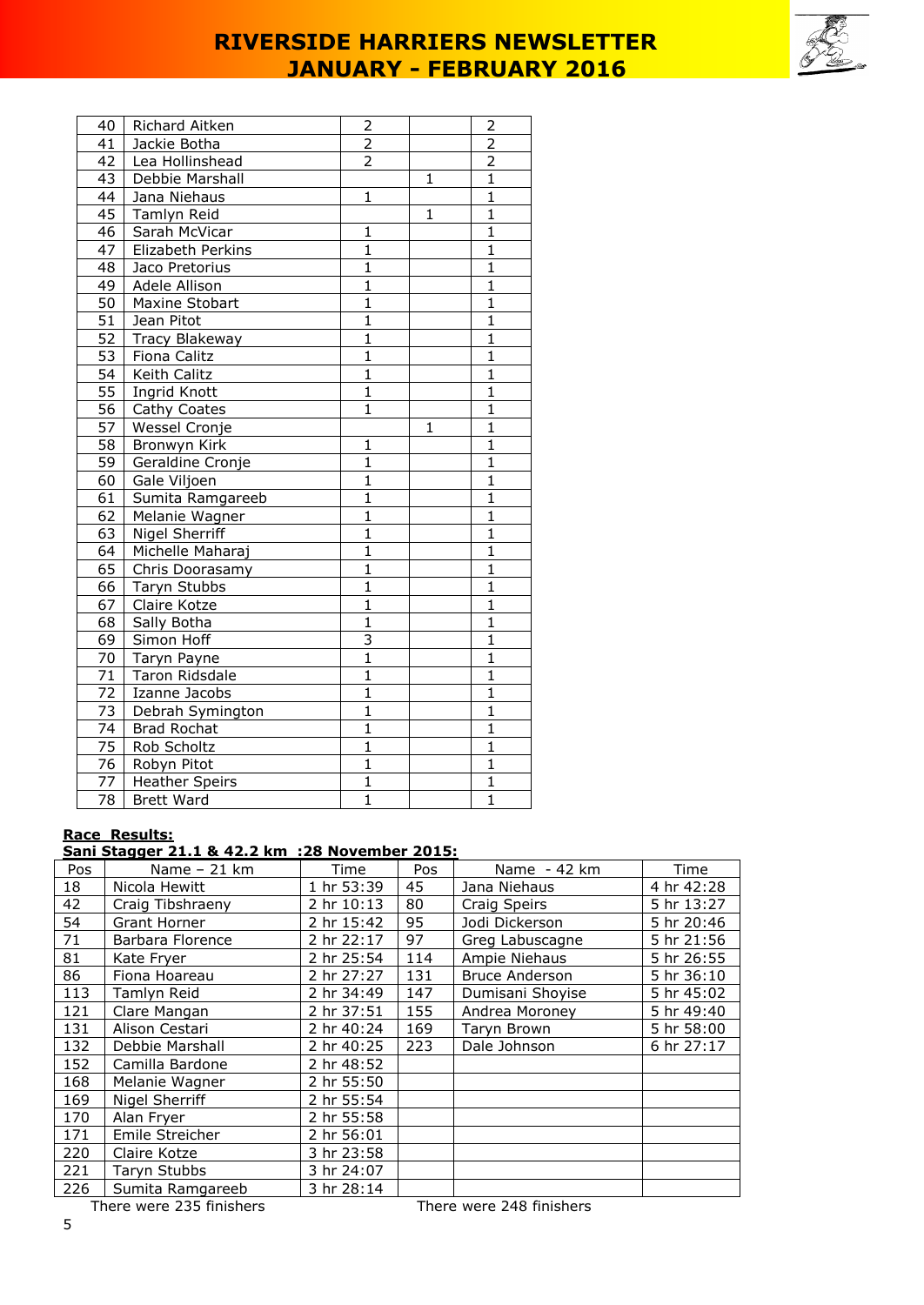| 40 | Richard Aitken | 2 | | 2 |
|---|---|---|---|---|
| 41 | Jackie Botha | 2 | | 2 |
| 42 | Lea Hollinshead | 2 | | 2 |
| 43 | Debbie Marshall | | 1 | 1 |
| 44 | Jana Niehaus | 1 | | 1 |
| 45 | Tamlyn Reid | | 1 | 1 |
| 46 | Sarah McVicar | 1 | | 1 |
| 47 | Elizabeth Perkins | 1 | | 1 |
| 48 | Jaco Pretorius | 1 | | 1 |
| 49 | Adele Allison | 1 | | 1 |
| 50 | Maxine Stobart | 1 | | 1 |
| 51 | Jean Pitot | 1 | | 1 |
| 52 | Tracy Blakeway | 1 | | 1 |
| 53 | Fiona Calitz | 1 | | 1 |
| 54 | Keith Calitz | 1 | | 1 |
| 55 | Ingrid Knott | 1 | | 1 |
| 56 | Cathy Coates | 1 | | 1 |
| 57 | Wessel Cronje | | 1 | 1 |
| 58 | Bronwyn Kirk | 1 | | 1 |
| 59 | Geraldine Cronje | 1 | | 1 |
| 60 | Gale Viljoen | 1 | | 1 |
| 61 | Sumita Ramgareeb | 1 | | 1 |
| 62 | Melanie Wagner | 1 | | 1 |
| 63 | Nigel Sherriff | 1 | | 1 |
| 64 | Michelle Maharaj | 1 | | 1 |
| 65 | Chris Doorasamy | 1 | | 1 |
| 66 | Taryn Stubbs | 1 | | 1 |
| 67 | Claire Kotze | 1 | | 1 |
| 68 | Sally Botha | 1 | | 1 |
| 69 | Simon Hoff | 3 | | 1 |
| 70 | Taryn Payne | 1 | | 1 |
| 71 | Taron Ridsdale | 1 | | 1 |
| 72 | Izanne Jacobs | 1 | | 1 |
| 73 | Debrah Symington | 1 | | 1 |
| 74 | Brad Rochat | 1 | | 1 |
| 75 | Rob Scholtz | 1 | | 1 |
| 76 | Robyn Pitot | 1 | | 1 |
| 77 | Heather Speirs | 1 | | 1 |
| 78 | Brett Ward | 1 | | 1 |

**Race Results:**

**Sani Stagger 21.1 & 42.2 km :28 November 2015:**

| Pos | Name – 21 km | Time | Pos | Name - 42 km | Time |
|---|---|---|---|---|---|
| 18 | Nicola Hewitt | 1 hr 53:39 | 45 | Jana Niehaus | 4 hr 42:28 |
| 42 | Craig Tibshraeny | 2 hr 10:13 | 80 | Craig Speirs | 5 hr 13:27 |
| 54 | Grant Horner | 2 hr 15:42 | 95 | Jodi Dickerson | 5 hr 20:46 |
| 71 | Barbara Florence | 2 hr 22:17 | 97 | Greg Labuscagne | 5 hr 21:56 |
| 81 | Kate Fryer | 2 hr 25:54 | 114 | Ampie Niehaus | 5 hr 26:55 |
| 86 | Fiona Hoareau | 2 hr 27:27 | 131 | Bruce Anderson | 5 hr 36:10 |
| 113 | Tamlyn Reid | 2 hr 34:49 | 147 | Dumisani Shoyise | 5 hr 45:02 |
| 121 | Clare Mangan | 2 hr 37:51 | 155 | Andrea Moroney | 5 hr 49:40 |
| 131 | Alison Cestari | 2 hr 40:24 | 169 | Taryn Brown | 5 hr 58:00 |
| 132 | Debbie Marshall | 2 hr 40:25 | 223 | Dale Johnson | 6 hr 27:17 |
| 152 | Camilla Bardone | 2 hr 48:52 | | | |
| 168 | Melanie Wagner | 2 hr 55:50 | | | |
| 169 | Nigel Sherriff | 2 hr 55:54 | | | |
| 170 | Alan Fryer | 2 hr 55:58 | | | |
| 171 | Emile Streicher | 2 hr 56:01 | | | |
| 220 | Claire Kotze | 3 hr 23:58 | | | |
| 221 | Taryn Stubbs | 3 hr 24:07 | | | |
| 226 | Sumita Ramgareeb | 3 hr 28:14 | | | |

There were 235 finishers — There were 248 finishers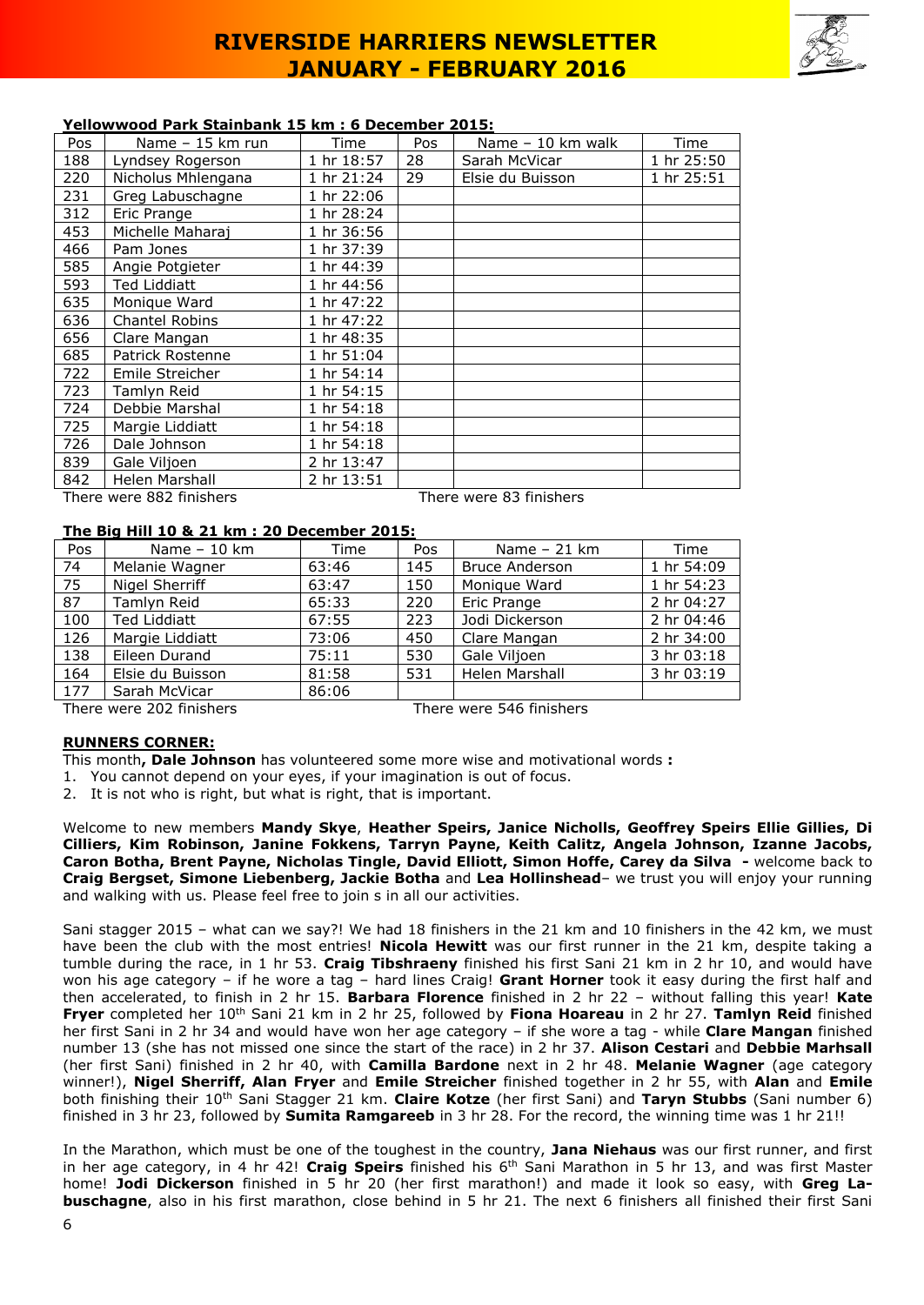# RIVERSIDE HARRIERS NEWSLETTER JANUARY - FEBRUARY 2016

**Yellowwood Park Stainbank 15 km : 6 December 2015:**

| Pos | Name – 15 km run | Time | Pos | Name – 10 km walk | Time |
|---|---|---|---|---|---|
| 188 | Lyndsey Rogerson | 1 hr 18:57 | 28 | Sarah McVicar | 1 hr 25:50 |
| 220 | Nicholus Mhlengana | 1 hr 21:24 | 29 | Elsie du Buisson | 1 hr 25:51 |
| 231 | Greg Labuschagne | 1 hr 22:06 | | | |
| 312 | Eric Prange | 1 hr 28:24 | | | |
| 453 | Michelle Maharaj | 1 hr 36:56 | | | |
| 466 | Pam Jones | 1 hr 37:39 | | | |
| 585 | Angie Potgieter | 1 hr 44:39 | | | |
| 593 | Ted Liddiatt | 1 hr 44:56 | | | |
| 635 | Monique Ward | 1 hr 47:22 | | | |
| 636 | Chantel Robins | 1 hr 47:22 | | | |
| 656 | Clare Mangan | 1 hr 48:35 | | | |
| 685 | Patrick Rostenne | 1 hr 51:04 | | | |
| 722 | Emile Streicher | 1 hr 54:14 | | | |
| 723 | Tamlyn Reid | 1 hr 54:15 | | | |
| 724 | Debbie Marshal | 1 hr 54:18 | | | |
| 725 | Margie Liddiatt | 1 hr 54:18 | | | |
| 726 | Dale Johnson | 1 hr 54:18 | | | |
| 839 | Gale Viljoen | 2 hr 13:47 | | | |
| 842 | Helen Marshall | 2 hr 13:51 | | | |

There were 882 finishers — There were 83 finishers

**The Big Hill 10 & 21 km : 20 December 2015:**

| Pos | Name – 10 km | Time | Pos | Name – 21 km | Time |
|---|---|---|---|---|---|
| 74 | Melanie Wagner | 63:46 | 145 | Bruce Anderson | 1 hr 54:09 |
| 75 | Nigel Sherriff | 63:47 | 150 | Monique Ward | 1 hr 54:23 |
| 87 | Tamlyn Reid | 65:33 | 220 | Eric Prange | 2 hr 04:27 |
| 100 | Ted Liddiatt | 67:55 | 223 | Jodi Dickerson | 2 hr 04:46 |
| 126 | Margie Liddiatt | 73:06 | 450 | Clare Mangan | 2 hr 34:00 |
| 138 | Eileen Durand | 75:11 | 530 | Gale Viljoen | 3 hr 03:18 |
| 164 | Elsie du Buisson | 81:58 | 531 | Helen Marshall | 3 hr 03:19 |
| 177 | Sarah McVicar | 86:06 | | | |

There were 202 finishers — There were 546 finishers

**RUNNERS CORNER:**

This month**, Dale Johnson** has volunteered some more wise and motivational words **:**

1. You cannot depend on your eyes, if your imagination is out of focus.
2. It is not who is right, but what is right, that is important.

Welcome to new members **Mandy Skye**, **Heather Speirs, Janice Nicholls, Geoffrey Speirs Ellie Gillies, Di Cilliers, Kim Robinson, Janine Fokkens, Tarryn Payne, Keith Calitz, Angela Johnson, Izanne Jacobs, Caron Botha, Brent Payne, Nicholas Tingle, David Elliott, Simon Hoffe, Carey da Silva -** welcome back to **Craig Bergset, Simone Liebenberg, Jackie Botha** and **Lea Hollinshead**– we trust you will enjoy your running and walking with us. Please feel free to join s in all our activities.

Sani stagger 2015 – what can we say?! We had 18 finishers in the 21 km and 10 finishers in the 42 km, we must have been the club with the most entries! **Nicola Hewitt** was our first runner in the 21 km, despite taking a tumble during the race, in 1 hr 53. **Craig Tibshraeny** finished his first Sani 21 km in 2 hr 10, and would have won his age category – if he wore a tag – hard lines Craig! **Grant Horner** took it easy during the first half and then accelerated, to finish in 2 hr 15. **Barbara Florence** finished in 2 hr 22 – without falling this year! **Kate Fryer** completed her 10th Sani 21 km in 2 hr 25, followed by **Fiona Hoareau** in 2 hr 27. **Tamlyn Reid** finished her first Sani in 2 hr 34 and would have won her age category – if she wore a tag - while **Clare Mangan** finished number 13 (she has not missed one since the start of the race) in 2 hr 37. **Alison Cestari** and **Debbie Marhsall** (her first Sani) finished in 2 hr 40, with **Camilla Bardone** next in 2 hr 48. **Melanie Wagner** (age category winner!), **Nigel Sherriff, Alan Fryer** and **Emile Streicher** finished together in 2 hr 55, with **Alan** and **Emile** both finishing their 10th Sani Stagger 21 km. **Claire Kotze** (her first Sani) and **Taryn Stubbs** (Sani number 6) finished in 3 hr 23, followed by **Sumita Ramgareeb** in 3 hr 28. For the record, the winning time was 1 hr 21!!

In the Marathon, which must be one of the toughest in the country, **Jana Niehaus** was our first runner, and first in her age category, in 4 hr 42! **Craig Speirs** finished his 6th Sani Marathon in 5 hr 13, and was first Master home! **Jodi Dickerson** finished in 5 hr 20 (her first marathon!) and made it look so easy, with **Greg Labuschagne**, also in his first marathon, close behind in 5 hr 21. The next 6 finishers all finished their first Sani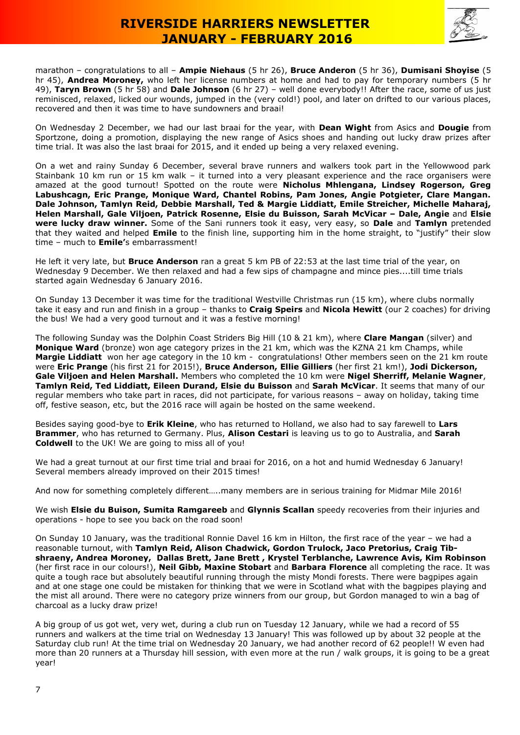marathon – congratulations to all – **Ampie Niehaus** (5 hr 26), **Bruce Anderon** (5 hr 36), **Dumisani Shoyise** (5 hr 45), **Andrea Moroney,** who left her license numbers at home and had to pay for temporary numbers (5 hr 49), **Taryn Brown** (5 hr 58) and **Dale Johnson** (6 hr 27) – well done everybody!! After the race, some of us just reminisced, relaxed, licked our wounds, jumped in the (very cold!) pool, and later on drifted to our various places, recovered and then it was time to have sundowners and braai!

On Wednesday 2 December, we had our last braai for the year, with **Dean Wight** from Asics and **Dougie** from Sportzone, doing a promotion, displaying the new range of Asics shoes and handing out lucky draw prizes after time trial. It was also the last braai for 2015, and it ended up being a very relaxed evening.

On a wet and rainy Sunday 6 December, several brave runners and walkers took part in the Yellowwood park Stainbank 10 km run or 15 km walk – it turned into a very pleasant experience and the race organisers were amazed at the good turnout! Spotted on the route were **Nicholus Mhlengana, Lindsey Rogerson, Greg Labushcagn, Eric Prange, Monique Ward, Chantel Robins, Pam Jones, Angie Potgieter, Clare Mangan. Dale Johnson, Tamlyn Reid, Debbie Marshall, Ted & Margie Liddiatt, Emile Streicher, Michelle Maharaj, Helen Marshall, Gale Viljoen, Patrick Rosenne, Elsie du Buisson, Sarah McVicar – Dale, Angie** and **Elsie were lucky draw winner.** Some of the Sani runners took it easy, very easy, so **Dale** and **Tamlyn** pretended that they waited and helped **Emile** to the finish line, supporting him in the home straight, to "justify" their slow time – much to **Emile'**s embarrassment!

He left it very late, but **Bruce Anderson** ran a great 5 km PB of 22:53 at the last time trial of the year, on Wednesday 9 December. We then relaxed and had a few sips of champagne and mince pies....till time trials started again Wednesday 6 January 2016.

On Sunday 13 December it was time for the traditional Westville Christmas run (15 km), where clubs normally take it easy and run and finish in a group – thanks to **Craig Speirs** and **Nicola Hewitt** (our 2 coaches) for driving the bus! We had a very good turnout and it was a festive morning!

The following Sunday was the Dolphin Coast Striders Big Hill (10 & 21 km), where **Clare Mangan** (silver) and **Monique Ward** (bronze) won age category prizes in the 21 km, which was the KZNA 21 km Champs, while **Margie Liddiatt** won her age category in the 10 km - congratulations! Other members seen on the 21 km route were **Eric Prange** (his first 21 for 2015!), **Bruce Anderson, Ellie Gilliers** (her first 21 km!), **Jodi Dickerson, Gale Viljoen and Helen Marshall.** Members who completed the 10 km were **Nigel Sherriff, Melanie Wagner**, **Tamlyn Reid, Ted Liddiatt, Eileen Durand, Elsie du Buisson** and **Sarah McVicar**. It seems that many of our regular members who take part in races, did not participate, for various reasons – away on holiday, taking time off, festive season, etc, but the 2016 race will again be hosted on the same weekend.

Besides saying good-bye to **Erik Kleine**, who has returned to Holland, we also had to say farewell to **Lars Brammer**, who has returned to Germany. Plus, **Alison Cestari** is leaving us to go to Australia, and **Sarah Coldwell** to the UK! We are going to miss all of you!

We had a great turnout at our first time trial and braai for 2016, on a hot and humid Wednesday 6 January! Several members already improved on their 2015 times!

And now for something completely different…..many members are in serious training for Midmar Mile 2016!

We wish **Elsie du Buison, Sumita Ramgareeb** and **Glynnis Scallan** speedy recoveries from their injuries and operations - hope to see you back on the road soon!

On Sunday 10 January, was the traditional Ronnie Davel 16 km in Hilton, the first race of the year – we had a reasonable turnout, with **Tamlyn Reid, Alison Chadwick, Gordon Trulock, Jaco Pretorius, Craig Tib-shraeny, Andrea Moroney, Dallas Brett, Jane Brett , Krystel Terblanche, Lawrence Avis, Kim Robinson** (her first race in our colours!), **Neil Gibb, Maxine Stobart** and **Barbara Florence** all completing the race. It was quite a tough race but absolutely beautiful running through the misty Mondi forests. There were bagpipes again and at one stage one could be mistaken for thinking that we were in Scotland what with the bagpipes playing and the mist all around. There were no category prize winners from our group, but Gordon managed to win a bag of charcoal as a lucky draw prize!

A big group of us got wet, very wet, during a club run on Tuesday 12 January, while we had a record of 55 runners and walkers at the time trial on Wednesday 13 January! This was followed up by about 32 people at the Saturday club run! At the time trial on Wednesday 20 January, we had another record of 62 people!! W even had more than 20 runners at a Thursday hill session, with even more at the run / walk groups, it is going to be a great year!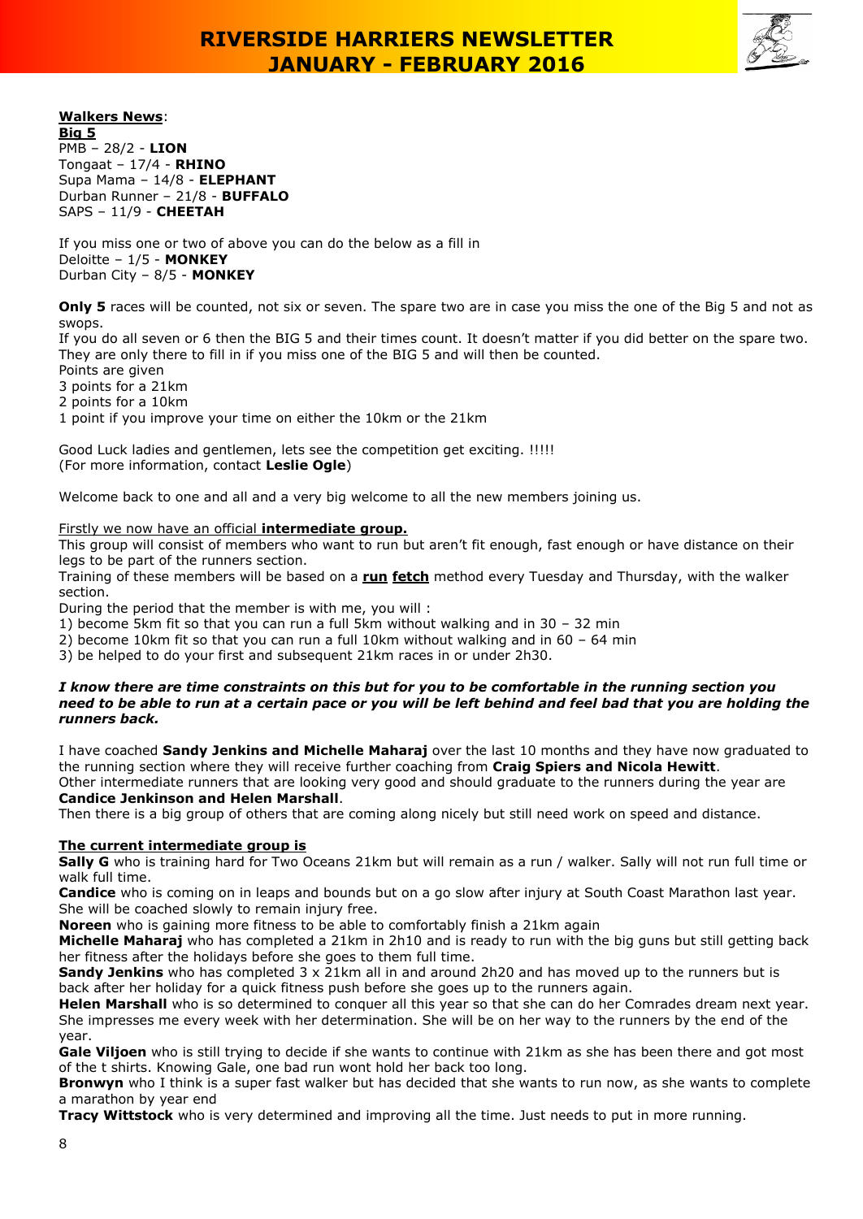**Walkers News**:

**Big 5**

PMB – 28/2 - **LION**
Tongaat – 17/4 - **RHINO**
Supa Mama – 14/8 - **ELEPHANT**
Durban Runner – 21/8 - **BUFFALO**
SAPS – 11/9 - **CHEETAH**

If you miss one or two of above you can do the below as a fill in
Deloitte – 1/5 - **MONKEY**
Durban City – 8/5 - **MONKEY**

**Only 5** races will be counted, not six or seven. The spare two are in case you miss the one of the Big 5 and not as swops.
If you do all seven or 6 then the BIG 5 and their times count. It doesn't matter if you did better on the spare two. They are only there to fill in if you miss one of the BIG 5 and will then be counted.
Points are given
3 points for a 21km
2 points for a 10km
1 point if you improve your time on either the 10km or the 21km

Good Luck ladies and gentlemen, lets see the competition get exciting. !!!!!
(For more information, contact **Leslie Ogle**)

Welcome back to one and all and a very big welcome to all the new members joining us.

Firstly we now have an official **intermediate group.**

This group will consist of members who want to run but aren't fit enough, fast enough or have distance on their legs to be part of the runners section.
Training of these members will be based on a **run fetch** method every Tuesday and Thursday, with the walker section.
During the period that the member is with me, you will :
1) become 5km fit so that you can run a full 5km without walking and in 30 – 32 min
2) become 10km fit so that you can run a full 10km without walking and in 60 – 64 min
3) be helped to do your first and subsequent 21km races in or under 2h30.

***I know there are time constraints on this but for you to be comfortable in the running section you need to be able to run at a certain pace or you will be left behind and feel bad that you are holding the runners back.***

I have coached **Sandy Jenkins and Michelle Maharaj** over the last 10 months and they have now graduated to the running section where they will receive further coaching from **Craig Spiers and Nicola Hewitt**.
Other intermediate runners that are looking very good and should graduate to the runners during the year are **Candice Jenkinson and Helen Marshall**.
Then there is a big group of others that are coming along nicely but still need work on speed and distance.

**The current intermediate group is**

**Sally G** who is training hard for Two Oceans 21km but will remain as a run / walker. Sally will not run full time or walk full time.
**Candice** who is coming on in leaps and bounds but on a go slow after injury at South Coast Marathon last year. She will be coached slowly to remain injury free.
**Noreen** who is gaining more fitness to be able to comfortably finish a 21km again
**Michelle Maharaj** who has completed a 21km in 2h10 and is ready to run with the big guns but still getting back her fitness after the holidays before she goes to them full time.
**Sandy Jenkins** who has completed 3 x 21km all in and around 2h20 and has moved up to the runners but is back after her holiday for a quick fitness push before she goes up to the runners again.
**Helen Marshall** who is so determined to conquer all this year so that she can do her Comrades dream next year. She impresses me every week with her determination. She will be on her way to the runners by the end of the year.
**Gale Viljoen** who is still trying to decide if she wants to continue with 21km as she has been there and got most of the t shirts. Knowing Gale, one bad run wont hold her back too long.
**Bronwyn** who I think is a super fast walker but has decided that she wants to run now, as she wants to complete a marathon by year end
**Tracy Wittstock** who is very determined and improving all the time. Just needs to put in more running.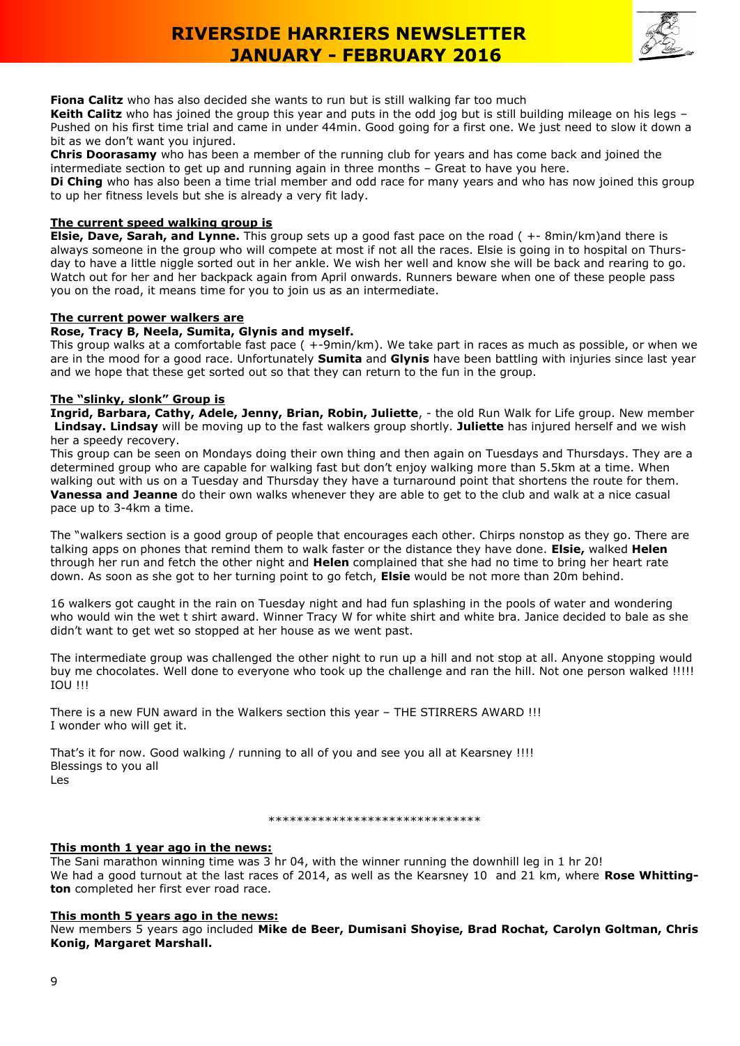**Fiona Calitz** who has also decided she wants to run but is still walking far too much

**Keith Calitz** who has joined the group this year and puts in the odd jog but is still building mileage on his legs – Pushed on his first time trial and came in under 44min. Good going for a first one. We just need to slow it down a bit as we don't want you injured.

**Chris Doorasamy** who has been a member of the running club for years and has come back and joined the intermediate section to get up and running again in three months – Great to have you here.

**Di Ching** who has also been a time trial member and odd race for many years and who has now joined this group to up her fitness levels but she is already a very fit lady.

**The current speed walking group is**

**Elsie, Dave, Sarah, and Lynne.** This group sets up a good fast pace on the road ( +- 8min/km)and there is always someone in the group who will compete at most if not all the races. Elsie is going in to hospital on Thursday to have a little niggle sorted out in her ankle. We wish her well and know she will be back and rearing to go. Watch out for her and her backpack again from April onwards. Runners beware when one of these people pass you on the road, it means time for you to join us as an intermediate.

**The current power walkers are**

**Rose, Tracy B, Neela, Sumita, Glynis and myself.**

This group walks at a comfortable fast pace ( +-9min/km). We take part in races as much as possible, or when we are in the mood for a good race. Unfortunately **Sumita** and **Glynis** have been battling with injuries since last year and we hope that these get sorted out so that they can return to the fun in the group.

**The "slinky, slonk" Group is**

**Ingrid, Barbara, Cathy, Adele, Jenny, Brian, Robin, Juliette**, - the old Run Walk for Life group. New member **Lindsay. Lindsay** will be moving up to the fast walkers group shortly. **Juliette** has injured herself and we wish her a speedy recovery.

This group can be seen on Mondays doing their own thing and then again on Tuesdays and Thursdays. They are a determined group who are capable for walking fast but don't enjoy walking more than 5.5km at a time. When walking out with us on a Tuesday and Thursday they have a turnaround point that shortens the route for them. **Vanessa and Jeanne** do their own walks whenever they are able to get to the club and walk at a nice casual pace up to 3-4km a time.

The "walkers section is a good group of people that encourages each other. Chirps nonstop as they go. There are talking apps on phones that remind them to walk faster or the distance they have done. **Elsie,** walked **Helen** through her run and fetch the other night and **Helen** complained that she had no time to bring her heart rate down. As soon as she got to her turning point to go fetch, **Elsie** would be not more than 20m behind.

16 walkers got caught in the rain on Tuesday night and had fun splashing in the pools of water and wondering who would win the wet t shirt award. Winner Tracy W for white shirt and white bra. Janice decided to bale as she didn't want to get wet so stopped at her house as we went past.

The intermediate group was challenged the other night to run up a hill and not stop at all. Anyone stopping would buy me chocolates. Well done to everyone who took up the challenge and ran the hill. Not one person walked !!!!! IOU !!!

There is a new FUN award in the Walkers section this year – THE STIRRERS AWARD !!!
I wonder who will get it.

That's it for now. Good walking / running to all of you and see you all at Kearsney !!!!
Blessings to you all
Les

******************************

**This month 1 year ago in the news:**

The Sani marathon winning time was 3 hr 04, with the winner running the downhill leg in 1 hr 20!
We had a good turnout at the last races of 2014, as well as the Kearsney 10 and 21 km, where **Rose Whittington** completed her first ever road race.

**This month 5 years ago in the news:**

New members 5 years ago included **Mike de Beer, Dumisani Shoyise, Brad Rochat, Carolyn Goltman, Chris Konig, Margaret Marshall.**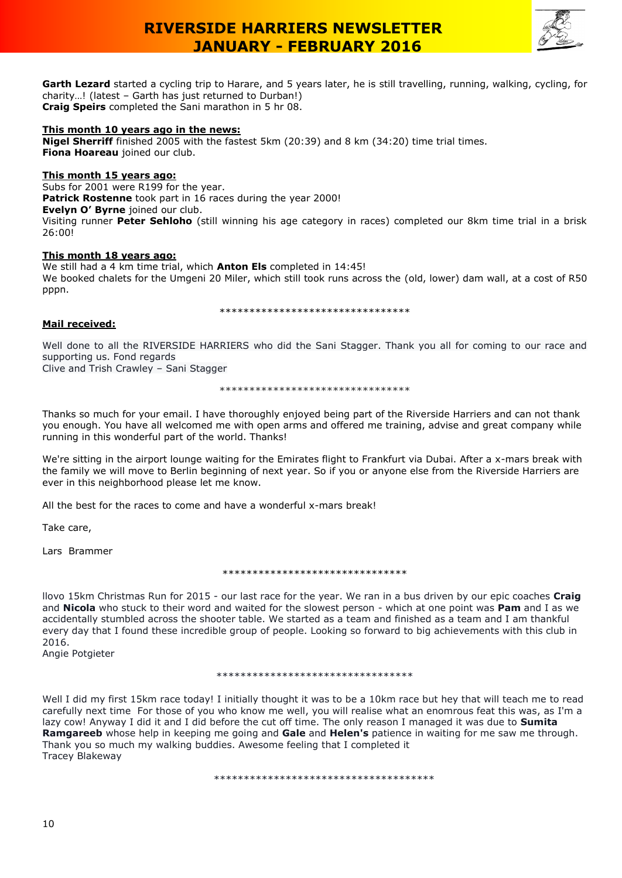**Garth Lezard** started a cycling trip to Harare, and 5 years later, he is still travelling, running, walking, cycling, for charity…! (latest – Garth has just returned to Durban!)
**Craig Speirs** completed the Sani marathon in 5 hr 08.

**This month 10 years ago in the news:**
**Nigel Sherriff** finished 2005 with the fastest 5km (20:39) and 8 km (34:20) time trial times.
**Fiona Hoareau** joined our club.

**This month 15 years ago:**
Subs for 2001 were R199 for the year.
**Patrick Rostenne** took part in 16 races during the year 2000!
**Evelyn O' Byrne** joined our club.
Visiting runner **Peter Sehloho** (still winning his age category in races) completed our 8km time trial in a brisk 26:00!

**This month 18 years ago:**
We still had a 4 km time trial, which **Anton Els** completed in 14:45!
We booked chalets for the Umgeni 20 Miler, which still took runs across the (old, lower) dam wall, at a cost of R50 pppn.

********************************

**Mail received:**

Well done to all the RIVERSIDE HARRIERS who did the Sani Stagger. Thank you all for coming to our race and supporting us. Fond regards
Clive and Trish Crawley – Sani Stagger

********************************

Thanks so much for your email. I have thoroughly enjoyed being part of the Riverside Harriers and can not thank you enough. You have all welcomed me with open arms and offered me training, advise and great company while running in this wonderful part of the world. Thanks!

We're sitting in the airport lounge waiting for the Emirates flight to Frankfurt via Dubai. After a x-mars break with the family we will move to Berlin beginning of next year. So if you or anyone else from the Riverside Harriers are ever in this neighborhood please let me know.

All the best for the races to come and have a wonderful x-mars break!

Take care,

Lars Brammer

*******************************

llovo 15km Christmas Run for 2015 - our last race for the year. We ran in a bus driven by our epic coaches **Craig** and **Nicola** who stuck to their word and waited for the slowest person - which at one point was **Pam** and I as we accidentally stumbled across the shooter table. We started as a team and finished as a team and I am thankful every day that I found these incredible group of people. Looking so forward to big achievements with this club in 2016.
Angie Potgieter

*********************************

Well I did my first 15km race today! I initially thought it was to be a 10km race but hey that will teach me to read carefully next time For those of you who know me well, you will realise what an enomrous feat this was, as I'm a lazy cow! Anyway I did it and I did before the cut off time. The only reason I managed it was due to **Sumita Ramgareeb** whose help in keeping me going and **Gale** and **Helen's** patience in waiting for me saw me through. Thank you so much my walking buddies. Awesome feeling that I completed it
Tracey Blakeway

*************************************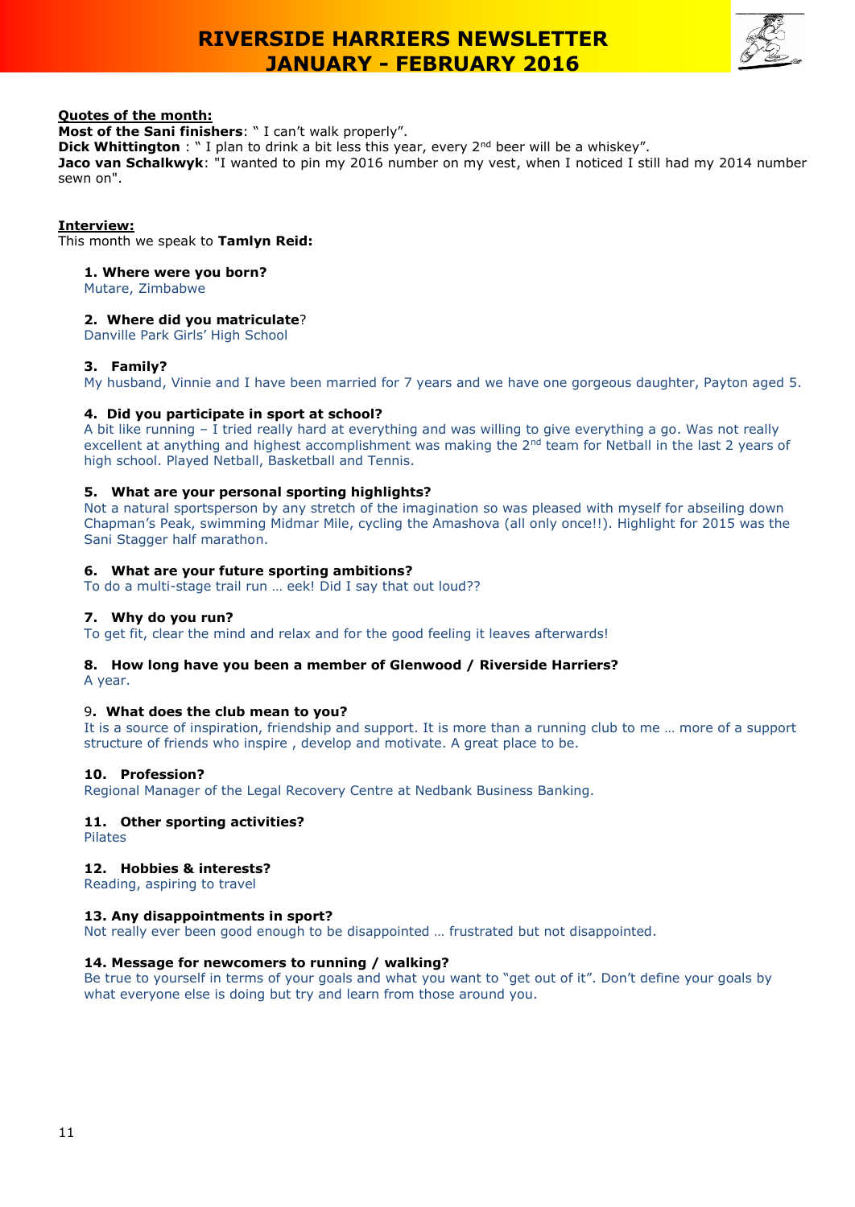**Quotes of the month:**

**Most of the Sani finishers**: " I can't walk properly".
**Dick Whittington** : " I plan to drink a bit less this year, every 2nd beer will be a whiskey".
**Jaco van Schalkwyk**: "I wanted to pin my 2016 number on my vest, when I noticed I still had my 2014 number sewn on".

**Interview:**

This month we speak to **Tamlyn Reid:**

**1. Where were you born?**
Mutare, Zimbabwe

**2. Where did you matriculate**?
Danville Park Girls' High School

**3. Family?**
My husband, Vinnie and I have been married for 7 years and we have one gorgeous daughter, Payton aged 5.

**4. Did you participate in sport at school?**
A bit like running – I tried really hard at everything and was willing to give everything a go. Was not really excellent at anything and highest accomplishment was making the 2nd team for Netball in the last 2 years of high school. Played Netball, Basketball and Tennis.

**5. What are your personal sporting highlights?**
Not a natural sportsperson by any stretch of the imagination so was pleased with myself for abseiling down Chapman's Peak, swimming Midmar Mile, cycling the Amashova (all only once!!). Highlight for 2015 was the Sani Stagger half marathon.

**6. What are your future sporting ambitions?**
To do a multi-stage trail run … eek! Did I say that out loud??

**7. Why do you run?**
To get fit, clear the mind and relax and for the good feeling it leaves afterwards!

**8. How long have you been a member of Glenwood / Riverside Harriers?**
A year.

9**. What does the club mean to you?**
It is a source of inspiration, friendship and support. It is more than a running club to me … more of a support structure of friends who inspire , develop and motivate. A great place to be.

**10. Profession?**
Regional Manager of the Legal Recovery Centre at Nedbank Business Banking.

**11. Other sporting activities?**
Pilates

**12. Hobbies & interests?**
Reading, aspiring to travel

**13. Any disappointments in sport?**
Not really ever been good enough to be disappointed … frustrated but not disappointed.

**14. Message for newcomers to running / walking?**
Be true to yourself in terms of your goals and what you want to "get out of it". Don't define your goals by what everyone else is doing but try and learn from those around you.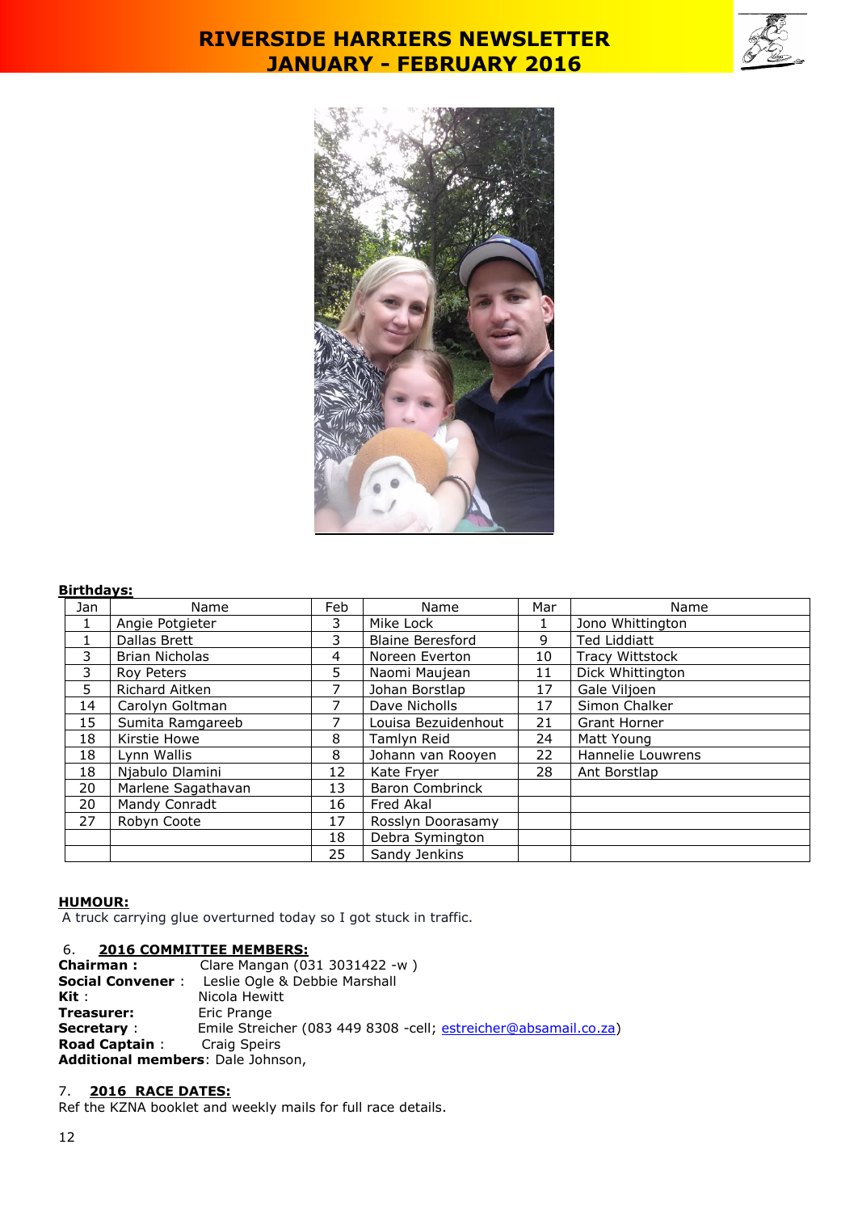**Birthdays:**

| Jan | Name | Feb | Name | Mar | Name |
|---|---|---|---|---|---|
| 1 | Angie Potgieter | 3 | Mike Lock | 1 | Jono Whittington |
| 1 | Dallas Brett | 3 | Blaine Beresford | 9 | Ted Liddiatt |
| 3 | Brian Nicholas | 4 | Noreen Everton | 10 | Tracy Wittstock |
| 3 | Roy Peters | 5 | Naomi Maujean | 11 | Dick Whittington |
| 5 | Richard Aitken | 7 | Johan Borstlap | 17 | Gale Viljoen |
| 14 | Carolyn Goltman | 7 | Dave Nicholls | 17 | Simon Chalker |
| 15 | Sumita Ramgareeb | 7 | Louisa Bezuidenhout | 21 | Grant Horner |
| 18 | Kirstie Howe | 8 | Tamlyn Reid | 24 | Matt Young |
| 18 | Lynn Wallis | 8 | Johann van Rooyen | 22 | Hannelie Louwrens |
| 18 | Njabulo Dlamini | 12 | Kate Fryer | 28 | Ant Borstlap |
| 20 | Marlene Sagathavan | 13 | Baron Combrinck | | |
| 20 | Mandy Conradt | 16 | Fred Akal | | |
| 27 | Robyn Coote | 17 | Rosslyn Doorasamy | | |
| | | 18 | Debra Symington | | |
| | | 25 | Sandy Jenkins | | |

**HUMOUR:**

A truck carrying glue overturned today so I got stuck in traffic.

6. **2016 COMMITTEE MEMBERS:**

**Chairman :** Clare Mangan (031 3031422 -w )
**Social Convener** : Leslie Ogle & Debbie Marshall
**Kit** : Nicola Hewitt
**Treasurer:** Eric Prange
**Secretary** : Emile Streicher (083 449 8308 -cell; estreicher@absamail.co.za)
**Road Captain** : Craig Speirs
**Additional members**: Dale Johnson,

7. **2016 RACE DATES:**

Ref the KZNA booklet and weekly mails for full race details.